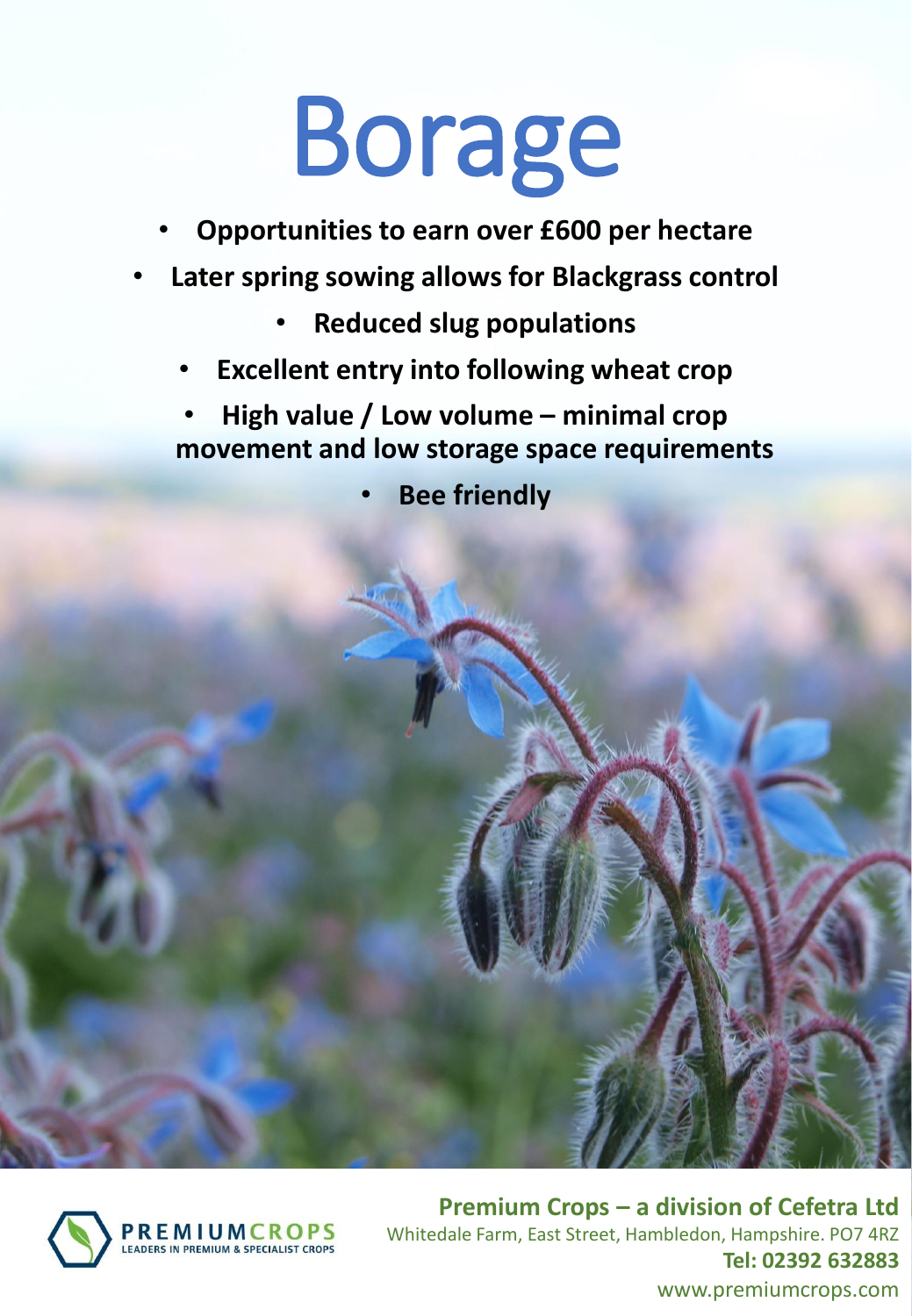# Borage

- **Opportunities to earn over £600 per hectare**
- **Later spring sowing allows for Blackgrass control**
- **Reduced slug populations**
- **Excellent entry into following wheat crop**
- **High value / Low volume – minimal crop movement and low storage space requirements**
- **Bee friendly**

PREMIUMCROPS
LEADERS IN PREMIUM & SPECIALIST CROPS

**Premium Crops – a division of Cefetra Ltd**
Whitedale Farm, East Street, Hambledon, Hampshire. PO7 4RZ
**Tel: 02392 632883**
www.premiumcrops.com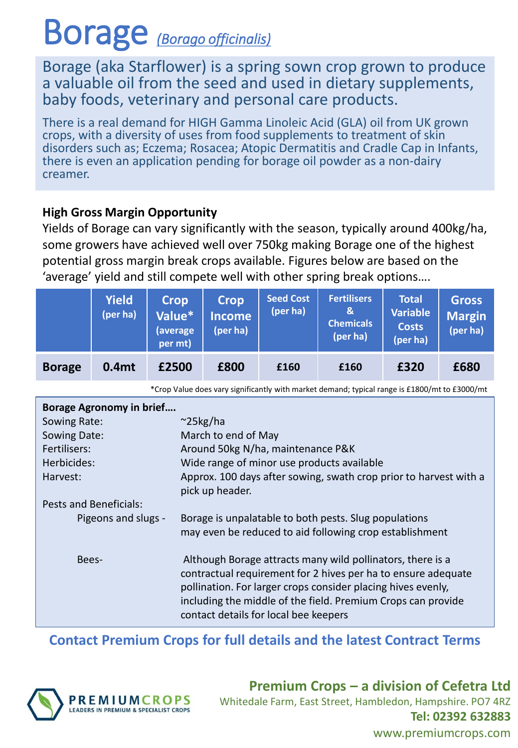# Borage *(Borago officinalis)*

Borage (aka Starflower) is a spring sown crop grown to produce a valuable oil from the seed and used in dietary supplements, baby foods, veterinary and personal care products.

There is a real demand for HIGH Gamma Linoleic Acid (GLA) oil from UK grown crops, with a diversity of uses from food supplements to treatment of skin disorders such as; Eczema; Rosacea; Atopic Dermatitis and Cradle Cap in Infants, there is even an application pending for borage oil powder as a non-dairy creamer.

**High Gross Margin Opportunity**

Yields of Borage can vary significantly with the season, typically around 400kg/ha, some growers have achieved well over 750kg making Borage one of the highest potential gross margin break crops available. Figures below are based on the 'average' yield and still compete well with other spring break options….

| | Yield (per ha) | Crop Value* (average per mt) | Crop Income (per ha) | Seed Cost (per ha) | Fertilisers & Chemicals (per ha) | Total Variable Costs (per ha) | Gross Margin (per ha) |
|---|---|---|---|---|---|---|---|
| **Borage** | **0.4mt** | **£2500** | **£800** | **£160** | **£160** | **£320** | **£680** |

*Crop Value does vary significantly with market demand; typical range is £1800/mt to £3000/mt

**Borage Agronomy in brief….**

| | |
|---|---|
| Sowing Rate: | ~25kg/ha |
| Sowing Date: | March to end of May |
| Fertilisers: | Around 50kg N/ha, maintenance P&K |
| Herbicides: | Wide range of minor use products available |
| Harvest: | Approx. 100 days after sowing, swath crop prior to harvest with a pick up header. |
| Pests and Beneficials: | |
| Pigeons and slugs - | Borage is unpalatable to both pests. Slug populations may even be reduced to aid following crop establishment |
| Bees- | Although Borage attracts many wild pollinators, there is a contractual requirement for 2 hives per ha to ensure adequate pollination. For larger crops consider placing hives evenly, including the middle of the field. Premium Crops can provide contact details for local bee keepers |

**Contact Premium Crops for full details and the latest Contract Terms**

PREMIUMCROPS
LEADERS IN PREMIUM & SPECIALIST CROPS

**Premium Crops – a division of Cefetra Ltd**
Whitedale Farm, East Street, Hambledon, Hampshire. PO7 4RZ
**Tel: 02392 632883**
www.premiumcrops.com